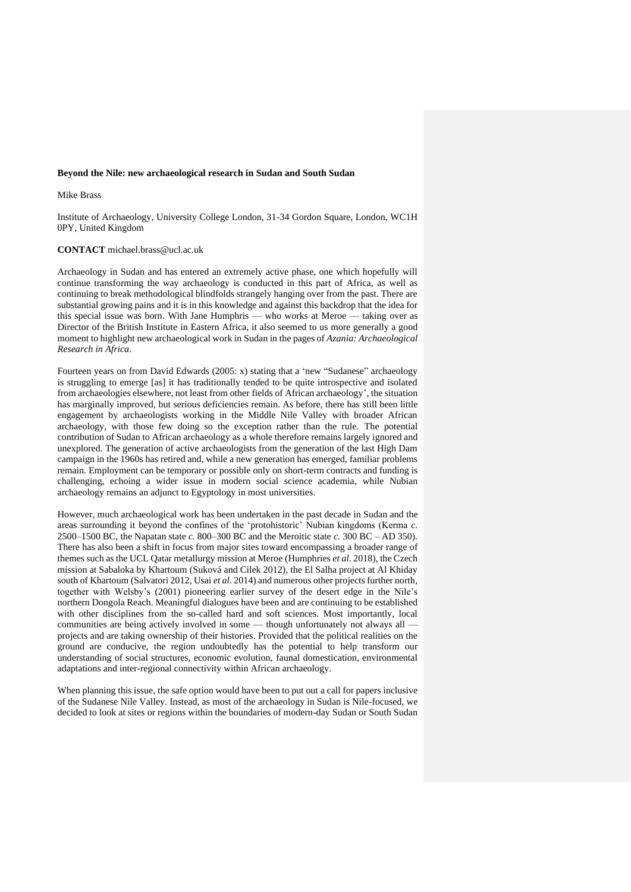**Beyond the Nile: new archaeological research in Sudan and South Sudan**

Mike Brass

Institute of Archaeology, University College London, 31-34 Gordon Square, London, WC1H 0PY, United Kingdom

**CONTACT** michael.brass@ucl.ac.uk

Archaeology in Sudan and has entered an extremely active phase, one which hopefully will continue transforming the way archaeology is conducted in this part of Africa, as well as continuing to break methodological blindfolds strangely hanging over from the past. There are substantial growing pains and it is in this knowledge and against this backdrop that the idea for this special issue was born. With Jane Humphris — who works at Meroe — taking over as Director of the British Institute in Eastern Africa, it also seemed to us more generally a good moment to highlight new archaeological work in Sudan in the pages of *Azania: Archaeological Research in Africa*.

Fourteen years on from David Edwards (2005: x) stating that a 'new "Sudanese" archaeology is struggling to emerge [as] it has traditionally tended to be quite introspective and isolated from archaeologies elsewhere, not least from other fields of African archaeology', the situation has marginally improved, but serious deficiencies remain. As before, there has still been little engagement by archaeologists working in the Middle Nile Valley with broader African archaeology, with those few doing so the exception rather than the rule. The potential contribution of Sudan to African archaeology as a whole therefore remains largely ignored and unexplored. The generation of active archaeologists from the generation of the last High Dam campaign in the 1960s has retired and, while a new generation has emerged, familiar problems remain. Employment can be temporary or possible only on short-term contracts and funding is challenging, echoing a wider issue in modern social science academia, while Nubian archaeology remains an adjunct to Egyptology in most universities.

However, much archaeological work has been undertaken in the past decade in Sudan and the areas surrounding it beyond the confines of the 'protohistoric' Nubian kingdoms (Kerma *c.* 2500–1500 BC, the Napatan state *c.* 800–300 BC and the Meroitic state *c.* 300 BC – AD 350). There has also been a shift in focus from major sites toward encompassing a broader range of themes such as the UCL Qatar metallurgy mission at Meroe (Humphries *et al*. 2018), the Czech mission at Sabaloka by Khartoum (Suková and Cilek 2012), the El Salha project at Al Khiday south of Khartoum (Salvatori 2012, Usai *et al.* 2014) and numerous other projects further north, together with Welsby's (2001) pioneering earlier survey of the desert edge in the Nile's northern Dongola Reach. Meaningful dialogues have been and are continuing to be established with other disciplines from the so-called hard and soft sciences. Most importantly, local communities are being actively involved in some — though unfortunately not always all — projects and are taking ownership of their histories. Provided that the political realities on the ground are conducive, the region undoubtedly has the potential to help transform our understanding of social structures, economic evolution, faunal domestication, environmental adaptations and inter-regional connectivity within African archaeology.

When planning this issue, the safe option would have been to put out a call for papers inclusive of the Sudanese Nile Valley. Instead, as most of the archaeology in Sudan is Nile-focused, we decided to look at sites or regions within the boundaries of modern-day Sudan or South Sudan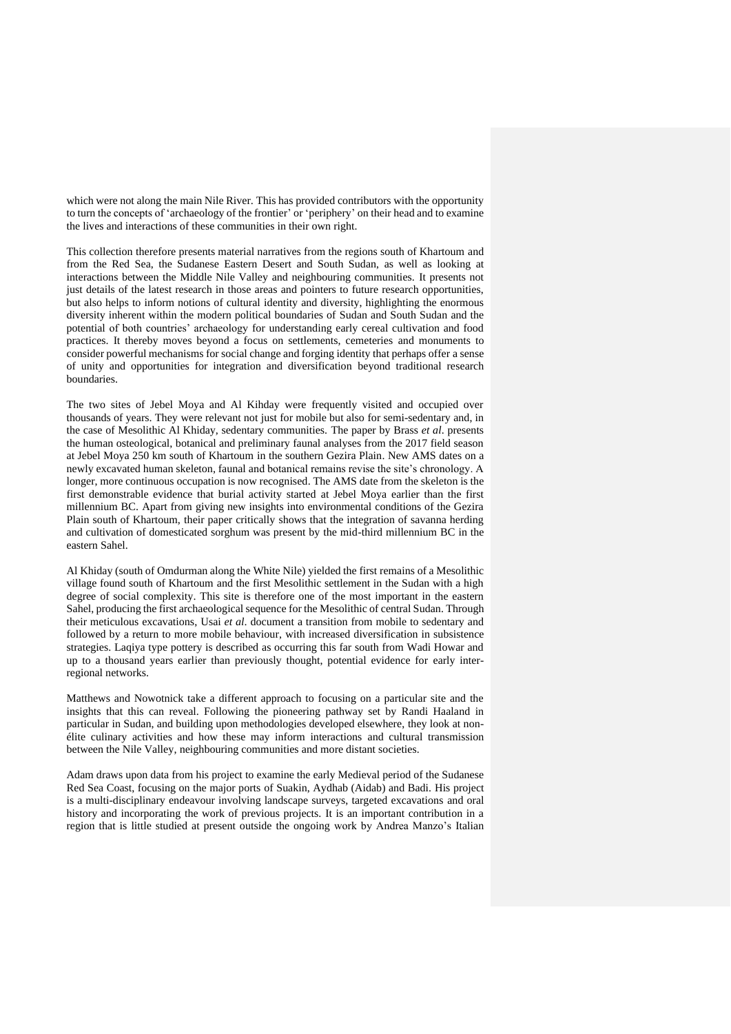which were not along the main Nile River. This has provided contributors with the opportunity to turn the concepts of 'archaeology of the frontier' or 'periphery' on their head and to examine the lives and interactions of these communities in their own right.

This collection therefore presents material narratives from the regions south of Khartoum and from the Red Sea, the Sudanese Eastern Desert and South Sudan, as well as looking at interactions between the Middle Nile Valley and neighbouring communities. It presents not just details of the latest research in those areas and pointers to future research opportunities, but also helps to inform notions of cultural identity and diversity, highlighting the enormous diversity inherent within the modern political boundaries of Sudan and South Sudan and the potential of both countries' archaeology for understanding early cereal cultivation and food practices. It thereby moves beyond a focus on settlements, cemeteries and monuments to consider powerful mechanisms for social change and forging identity that perhaps offer a sense of unity and opportunities for integration and diversification beyond traditional research boundaries.

The two sites of Jebel Moya and Al Kihday were frequently visited and occupied over thousands of years. They were relevant not just for mobile but also for semi-sedentary and, in the case of Mesolithic Al Khiday, sedentary communities. The paper by Brass *et al*. presents the human osteological, botanical and preliminary faunal analyses from the 2017 field season at Jebel Moya 250 km south of Khartoum in the southern Gezira Plain. New AMS dates on a newly excavated human skeleton, faunal and botanical remains revise the site's chronology. A longer, more continuous occupation is now recognised. The AMS date from the skeleton is the first demonstrable evidence that burial activity started at Jebel Moya earlier than the first millennium BC. Apart from giving new insights into environmental conditions of the Gezira Plain south of Khartoum, their paper critically shows that the integration of savanna herding and cultivation of domesticated sorghum was present by the mid-third millennium BC in the eastern Sahel.

Al Khiday (south of Omdurman along the White Nile) yielded the first remains of a Mesolithic village found south of Khartoum and the first Mesolithic settlement in the Sudan with a high degree of social complexity. This site is therefore one of the most important in the eastern Sahel, producing the first archaeological sequence for the Mesolithic of central Sudan. Through their meticulous excavations, Usai *et al*. document a transition from mobile to sedentary and followed by a return to more mobile behaviour, with increased diversification in subsistence strategies. Laqiya type pottery is described as occurring this far south from Wadi Howar and up to a thousand years earlier than previously thought, potential evidence for early inter-regional networks.

Matthews and Nowotnick take a different approach to focusing on a particular site and the insights that this can reveal. Following the pioneering pathway set by Randi Haaland in particular in Sudan, and building upon methodologies developed elsewhere, they look at non-élite culinary activities and how these may inform interactions and cultural transmission between the Nile Valley, neighbouring communities and more distant societies.

Adam draws upon data from his project to examine the early Medieval period of the Sudanese Red Sea Coast, focusing on the major ports of Suakin, Aydhab (Aidab) and Badi. His project is a multi-disciplinary endeavour involving landscape surveys, targeted excavations and oral history and incorporating the work of previous projects. It is an important contribution in a region that is little studied at present outside the ongoing work by Andrea Manzo's Italian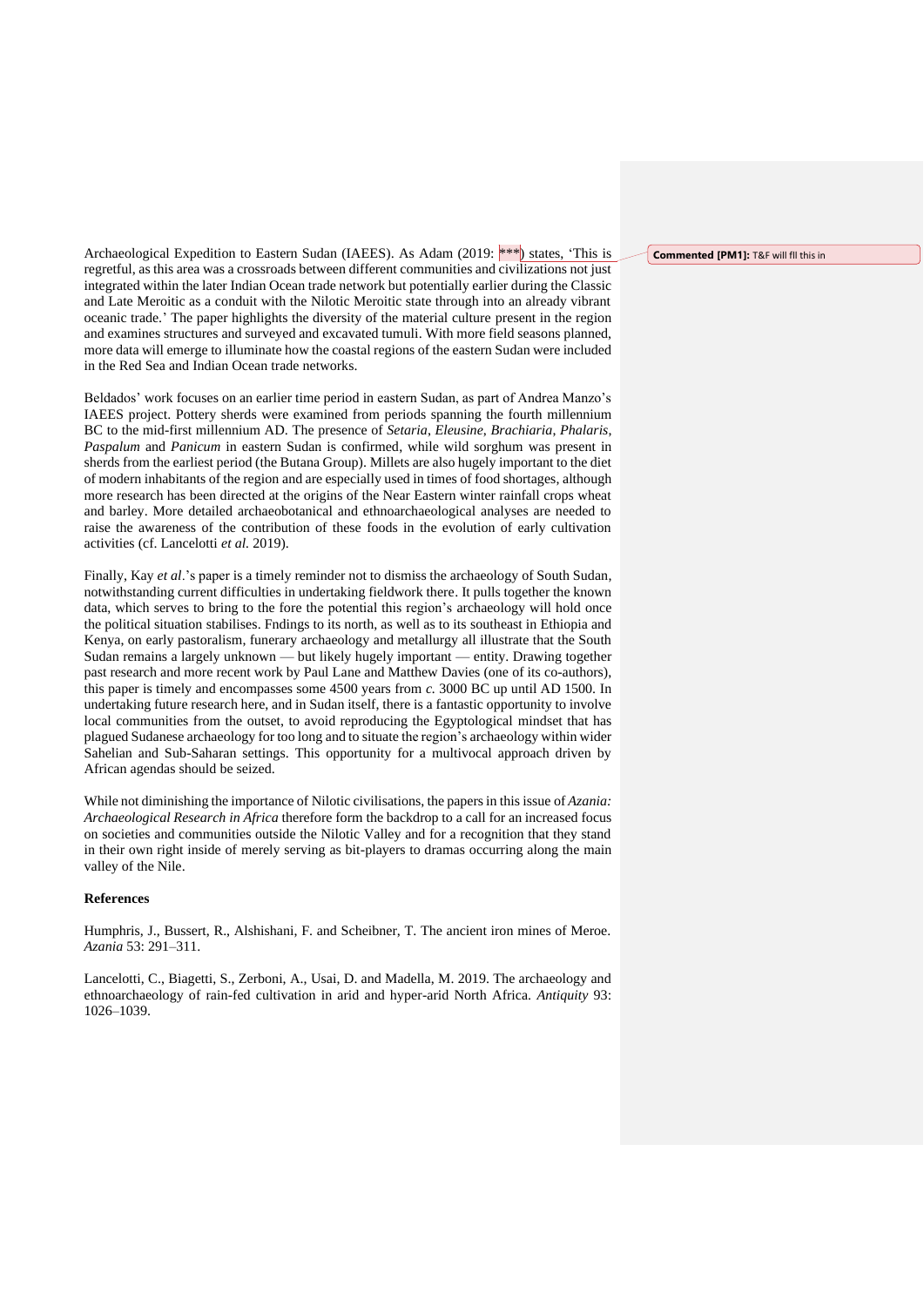Archaeological Expedition to Eastern Sudan (IAEES). As Adam (2019: ***) states, 'This is regretful, as this area was a crossroads between different communities and civilizations not just integrated within the later Indian Ocean trade network but potentially earlier during the Classic and Late Meroitic as a conduit with the Nilotic Meroitic state through into an already vibrant oceanic trade.' The paper highlights the diversity of the material culture present in the region and examines structures and surveyed and excavated tumuli. With more field seasons planned, more data will emerge to illuminate how the coastal regions of the eastern Sudan were included in the Red Sea and Indian Ocean trade networks.

Beldados' work focuses on an earlier time period in eastern Sudan, as part of Andrea Manzo's IAEES project. Pottery sherds were examined from periods spanning the fourth millennium BC to the mid-first millennium AD. The presence of *Setaria*, *Eleusine*, *Brachiaria*, *Phalaris*, *Paspalum* and *Panicum* in eastern Sudan is confirmed, while wild sorghum was present in sherds from the earliest period (the Butana Group). Millets are also hugely important to the diet of modern inhabitants of the region and are especially used in times of food shortages, although more research has been directed at the origins of the Near Eastern winter rainfall crops wheat and barley. More detailed archaeobotanical and ethnoarchaeological analyses are needed to raise the awareness of the contribution of these foods in the evolution of early cultivation activities (cf. Lancelotti *et al.* 2019).

Finally, Kay *et al*.'s paper is a timely reminder not to dismiss the archaeology of South Sudan, notwithstanding current difficulties in undertaking fieldwork there. It pulls together the known data, which serves to bring to the fore the potential this region's archaeology will hold once the political situation stabilises. Fndings to its north, as well as to its southeast in Ethiopia and Kenya, on early pastoralism, funerary archaeology and metallurgy all illustrate that the South Sudan remains a largely unknown — but likely hugely important — entity. Drawing together past research and more recent work by Paul Lane and Matthew Davies (one of its co-authors), this paper is timely and encompasses some 4500 years from *c.* 3000 BC up until AD 1500. In undertaking future research here, and in Sudan itself, there is a fantastic opportunity to involve local communities from the outset, to avoid reproducing the Egyptological mindset that has plagued Sudanese archaeology for too long and to situate the region's archaeology within wider Sahelian and Sub-Saharan settings. This opportunity for a multivocal approach driven by African agendas should be seized.

While not diminishing the importance of Nilotic civilisations, the papers in this issue of *Azania: Archaeological Research in Africa* therefore form the backdrop to a call for an increased focus on societies and communities outside the Nilotic Valley and for a recognition that they stand in their own right inside of merely serving as bit-players to dramas occurring along the main valley of the Nile.

**Commented [PM1]:** T&F will fll this in

### References

Humphris, J., Bussert, R., Alshishani, F. and Scheibner, T. The ancient iron mines of Meroe. *Azania* 53: 291–311.

Lancelotti, C., Biagetti, S., Zerboni, A., Usai, D. and Madella, M. 2019. The archaeology and ethnoarchaeology of rain-fed cultivation in arid and hyper-arid North Africa. *Antiquity* 93: 1026–1039.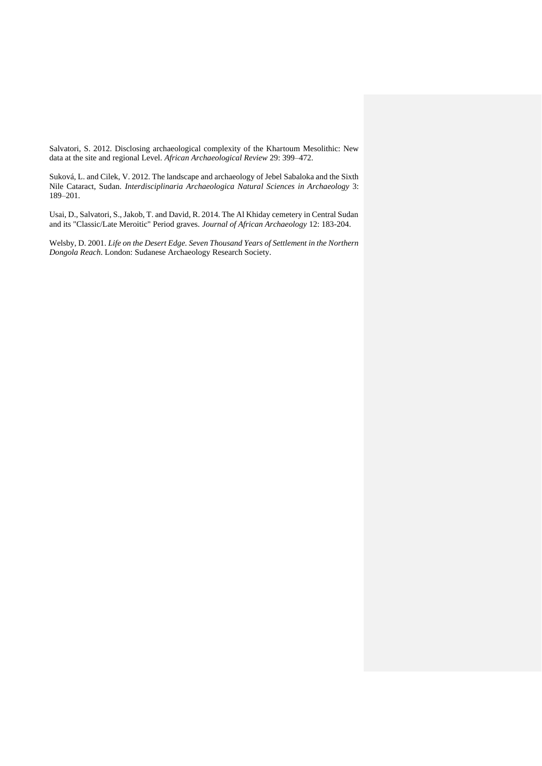Salvatori, S. 2012. Disclosing archaeological complexity of the Khartoum Mesolithic: New data at the site and regional Level. *African Archaeological Review* 29: 399–472.

Suková, L. and Cilek, V. 2012. The landscape and archaeology of Jebel Sabaloka and the Sixth Nile Cataract, Sudan. *Interdisciplinaria Archaeologica Natural Sciences in Archaeology* 3: 189–201.

Usai, D., Salvatori, S., Jakob, T. and David, R. 2014. The Al Khiday cemetery in Central Sudan and its "Classic/Late Meroitic" Period graves. *Journal of African Archaeology* 12: 183-204.

Welsby, D. 2001. *Life on the Desert Edge. Seven Thousand Years of Settlement in the Northern Dongola Reach*. London: Sudanese Archaeology Research Society.